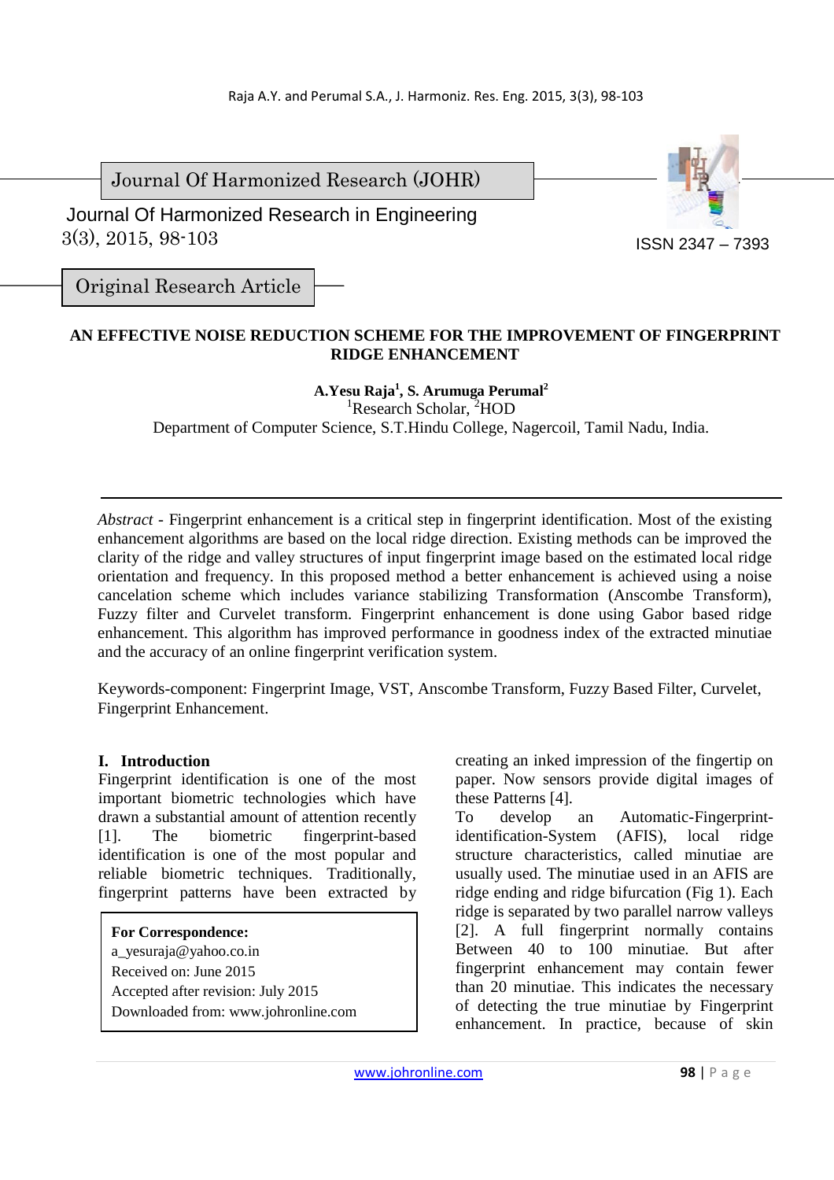Journal Of Harmonized Research (JOHR)

Journal Of Harmonized Research in Engineering
3(3), 2015, 98-103

ISSN 2347 – 7393

Original Research Article

# AN EFFECTIVE NOISE REDUCTION SCHEME FOR THE IMPROVEMENT OF FINGERPRINT RIDGE ENHANCEMENT

**A.Yesu Raja[1], S. Arumuga Perumal[2]**
[1]Research Scholar, [2]HOD
Department of Computer Science, S.T.Hindu College, Nagercoil, Tamil Nadu, India.

---

*Abstract* - Fingerprint enhancement is a critical step in fingerprint identification. Most of the existing enhancement algorithms are based on the local ridge direction. Existing methods can be improved the clarity of the ridge and valley structures of input fingerprint image based on the estimated local ridge orientation and frequency. In this proposed method a better enhancement is achieved using a noise cancelation scheme which includes variance stabilizing Transformation (Anscombe Transform), Fuzzy filter and Curvelet transform. Fingerprint enhancement is done using Gabor based ridge enhancement. This algorithm has improved performance in goodness index of the extracted minutiae and the accuracy of an online fingerprint verification system.

Keywords-component: Fingerprint Image, VST, Anscombe Transform, Fuzzy Based Filter, Curvelet, Fingerprint Enhancement.

## I. Introduction

Fingerprint identification is one of the most important biometric technologies which have drawn a substantial amount of attention recently [1]. The biometric fingerprint-based identification is one of the most popular and reliable biometric techniques. Traditionally, fingerprint patterns have been extracted by creating an inked impression of the fingertip on paper. Now sensors provide digital images of these Patterns [4].

To develop an Automatic-Fingerprint-identification-System (AFIS), local ridge structure characteristics, called minutiae are usually used. The minutiae used in an AFIS are ridge ending and ridge bifurcation (Fig 1). Each ridge is separated by two parallel narrow valleys [2]. A full fingerprint normally contains Between 40 to 100 minutiae. But after fingerprint enhancement may contain fewer than 20 minutiae. This indicates the necessary of detecting the true minutiae by Fingerprint enhancement. In practice, because of skin

**For Correspondence:**
a_yesuraja@yahoo.co.in
Received on: June 2015
Accepted after revision: July 2015
Downloaded from: www.johronline.com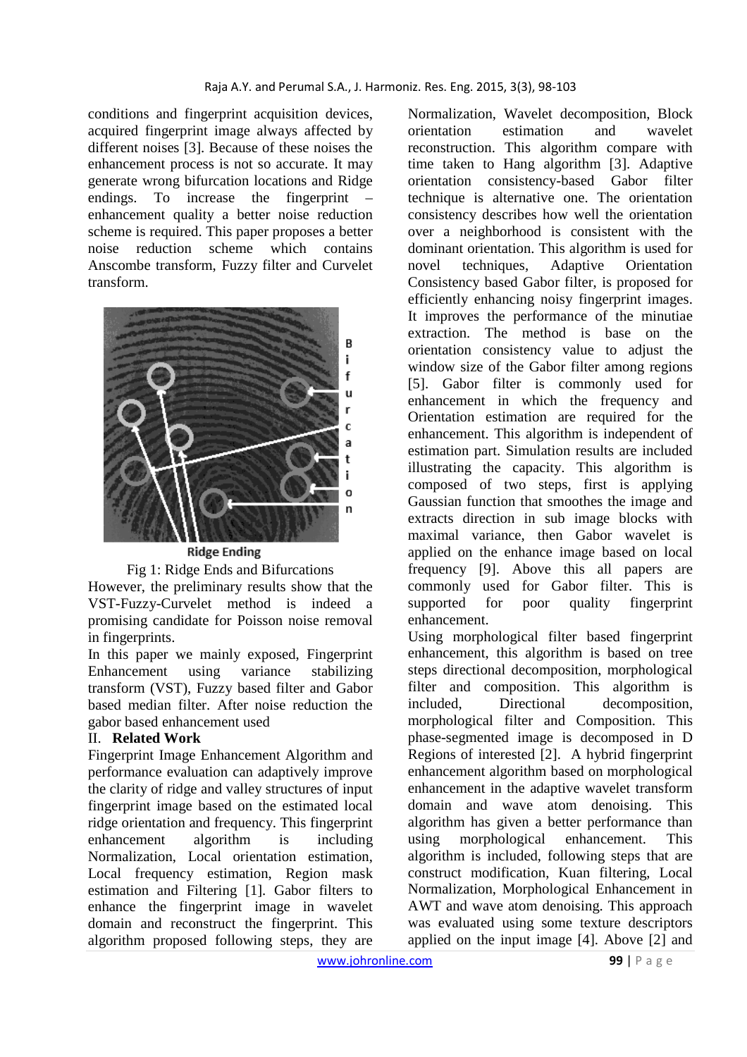conditions and fingerprint acquisition devices, acquired fingerprint image always affected by different noises [3]. Because of these noises the enhancement process is not so accurate. It may generate wrong bifurcation locations and Ridge endings. To increase the fingerprint – enhancement quality a better noise reduction scheme is required. This paper proposes a better noise reduction scheme which contains Anscombe transform, Fuzzy filter and Curvelet transform.

Fig 1: Ridge Ends and Bifurcations

However, the preliminary results show that the VST-Fuzzy-Curvelet method is indeed a promising candidate for Poisson noise removal in fingerprints.

In this paper we mainly exposed, Fingerprint Enhancement using variance stabilizing transform (VST), Fuzzy based filter and Gabor based median filter. After noise reduction the gabor based enhancement used

## II. Related Work

Fingerprint Image Enhancement Algorithm and performance evaluation can adaptively improve the clarity of ridge and valley structures of input fingerprint image based on the estimated local ridge orientation and frequency. This fingerprint enhancement algorithm is including Normalization, Local orientation estimation, Local frequency estimation, Region mask estimation and Filtering [1]. Gabor filters to enhance the fingerprint image in wavelet domain and reconstruct the fingerprint. This algorithm proposed following steps, they are Normalization, Wavelet decomposition, Block orientation estimation and wavelet reconstruction. This algorithm compare with time taken to Hang algorithm [3]. Adaptive orientation consistency-based Gabor filter technique is alternative one. The orientation consistency describes how well the orientation over a neighborhood is consistent with the dominant orientation. This algorithm is used for novel techniques, Adaptive Orientation Consistency based Gabor filter, is proposed for efficiently enhancing noisy fingerprint images. It improves the performance of the minutiae extraction. The method is base on the orientation consistency value to adjust the window size of the Gabor filter among regions [5]. Gabor filter is commonly used for enhancement in which the frequency and Orientation estimation are required for the enhancement. This algorithm is independent of estimation part. Simulation results are included illustrating the capacity. This algorithm is composed of two steps, first is applying Gaussian function that smoothes the image and extracts direction in sub image blocks with maximal variance, then Gabor wavelet is applied on the enhance image based on local frequency [9]. Above this all papers are commonly used for Gabor filter. This is supported for poor quality fingerprint enhancement.

Using morphological filter based fingerprint enhancement, this algorithm is based on tree steps directional decomposition, morphological filter and composition. This algorithm is included, Directional decomposition, morphological filter and Composition. This phase-segmented image is decomposed in D Regions of interested [2]. A hybrid fingerprint enhancement algorithm based on morphological enhancement in the adaptive wavelet transform domain and wave atom denoising. This algorithm has given a better performance than using morphological enhancement. This algorithm is included, following steps that are construct modification, Kuan filtering, Local Normalization, Morphological Enhancement in AWT and wave atom denoising. This approach was evaluated using some texture descriptors applied on the input image [4]. Above [2] and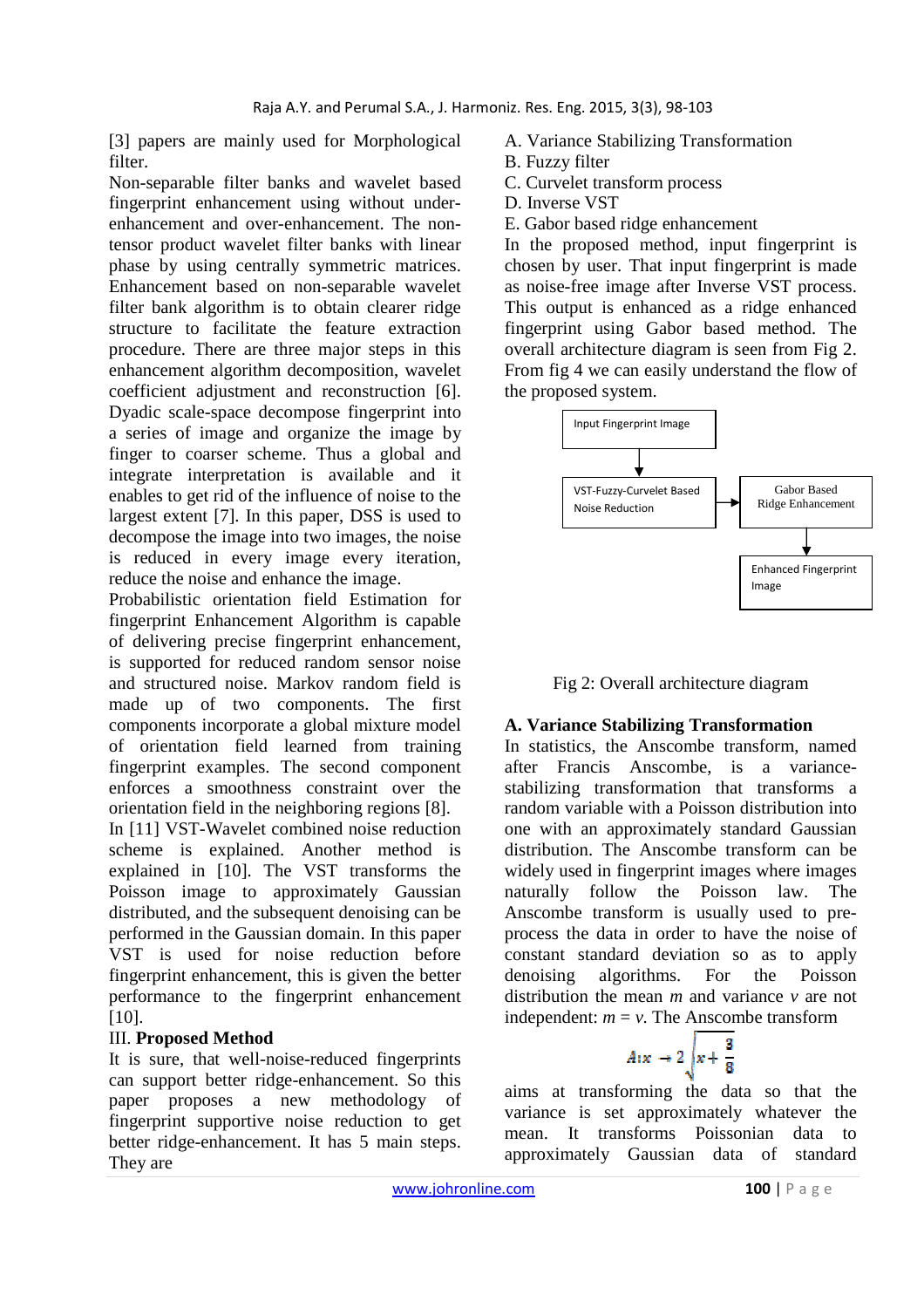[3] papers are mainly used for Morphological filter.

Non-separable filter banks and wavelet based fingerprint enhancement using without under-enhancement and over-enhancement. The non-tensor product wavelet filter banks with linear phase by using centrally symmetric matrices. Enhancement based on non-separable wavelet filter bank algorithm is to obtain clearer ridge structure to facilitate the feature extraction procedure. There are three major steps in this enhancement algorithm decomposition, wavelet coefficient adjustment and reconstruction [6]. Dyadic scale-space decompose fingerprint into a series of image and organize the image by finger to coarser scheme. Thus a global and integrate interpretation is available and it enables to get rid of the influence of noise to the largest extent [7]. In this paper, DSS is used to decompose the image into two images, the noise is reduced in every image every iteration, reduce the noise and enhance the image.

Probabilistic orientation field Estimation for fingerprint Enhancement Algorithm is capable of delivering precise fingerprint enhancement, is supported for reduced random sensor noise and structured noise. Markov random field is made up of two components. The first components incorporate a global mixture model of orientation field learned from training fingerprint examples. The second component enforces a smoothness constraint over the orientation field in the neighboring regions [8].

In [11] VST-Wavelet combined noise reduction scheme is explained. Another method is explained in [10]. The VST transforms the Poisson image to approximately Gaussian distributed, and the subsequent denoising can be performed in the Gaussian domain. In this paper VST is used for noise reduction before fingerprint enhancement, this is given the better performance to the fingerprint enhancement [10].

## III. **Proposed Method**

It is sure, that well-noise-reduced fingerprints can support better ridge-enhancement. So this paper proposes a new methodology of fingerprint supportive noise reduction to get better ridge-enhancement. It has 5 main steps. They are

A. Variance Stabilizing Transformation
B. Fuzzy filter
C. Curvelet transform process
D. Inverse VST
E. Gabor based ridge enhancement

In the proposed method, input fingerprint is chosen by user. That input fingerprint is made as noise-free image after Inverse VST process. This output is enhanced as a ridge enhanced fingerprint using Gabor based method. The overall architecture diagram is seen from Fig 2. From fig 4 we can easily understand the flow of the proposed system.

Input Fingerprint Image → VST-Fuzzy-Curvelet Based Noise Reduction → Gabor Based Ridge Enhancement → Enhanced Fingerprint Image

Fig 2: Overall architecture diagram

### A. Variance Stabilizing Transformation

In statistics, the Anscombe transform, named after Francis Anscombe, is a variance-stabilizing transformation that transforms a random variable with a Poisson distribution into one with an approximately standard Gaussian distribution. The Anscombe transform can be widely used in fingerprint images where images naturally follow the Poisson law. The Anscombe transform is usually used to pre-process the data in order to have the noise of constant standard deviation so as to apply denoising algorithms. For the Poisson distribution the mean *m* and variance *v* are not independent: $m = v$. The Anscombe transform

$$A: x \to 2\sqrt{x + \frac{3}{8}}$$

aims at transforming the data so that the variance is set approximately whatever the mean. It transforms Poissonian data to approximately Gaussian data of standard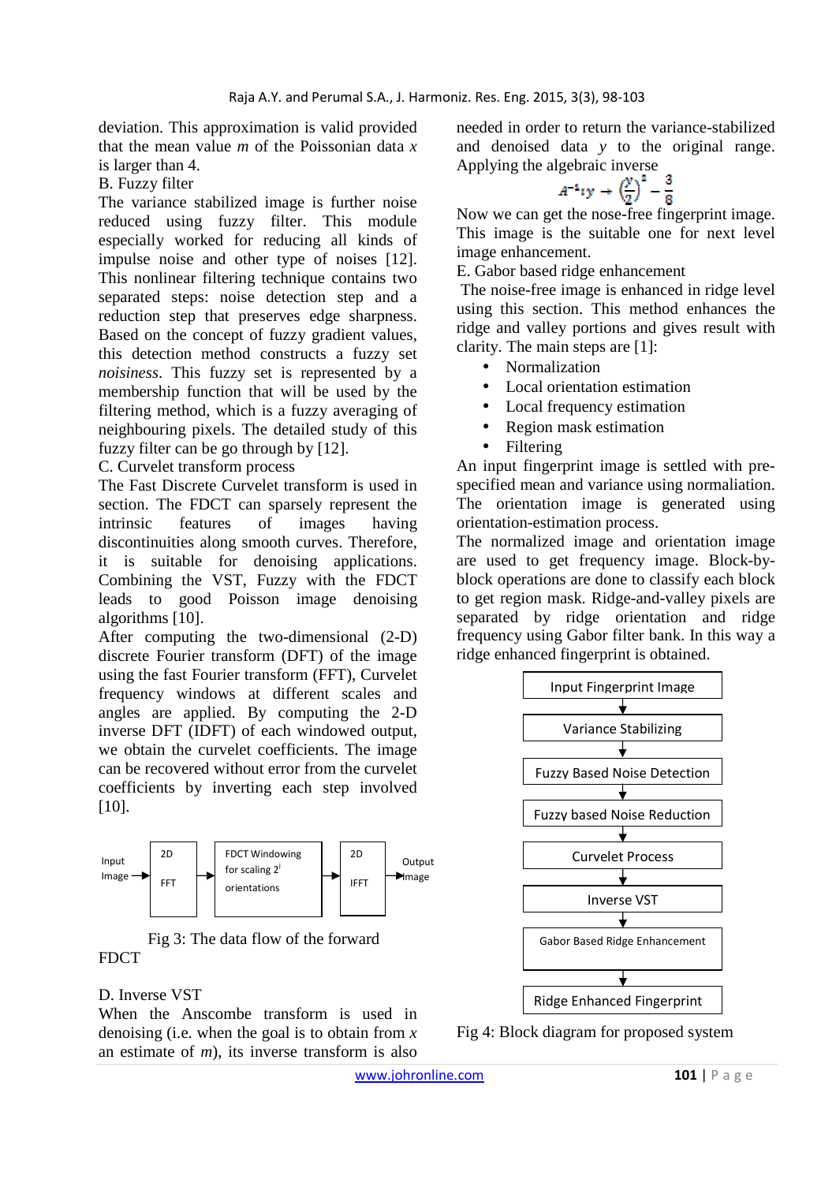deviation. This approximation is valid provided that the mean value *m* of the Poissonian data *x* is larger than 4.

B. Fuzzy filter

The variance stabilized image is further noise reduced using fuzzy filter. This module especially worked for reducing all kinds of impulse noise and other type of noises [12]. This nonlinear filtering technique contains two separated steps: noise detection step and a reduction step that preserves edge sharpness. Based on the concept of fuzzy gradient values, this detection method constructs a fuzzy set *noisiness*. This fuzzy set is represented by a membership function that will be used by the filtering method, which is a fuzzy averaging of neighbouring pixels. The detailed study of this fuzzy filter can be go through by [12].

C. Curvelet transform process

The Fast Discrete Curvelet transform is used in section. The FDCT can sparsely represent the intrinsic features of images having discontinuities along smooth curves. Therefore, it is suitable for denoising applications. Combining the VST, Fuzzy with the FDCT leads to good Poisson image denoising algorithms [10].

After computing the two-dimensional (2-D) discrete Fourier transform (DFT) of the image using the fast Fourier transform (FFT), Curvelet frequency windows at different scales and angles are applied. By computing the 2-D inverse DFT (IDFT) of each windowed output, we obtain the curvelet coefficients. The image can be recovered without error from the curvelet coefficients by inverting each step involved [10].

Input Image → 2D FFT → FDCT Windowing for scaling $2^j$ orientations → 2D IFFT → Output Image

Fig 3: The data flow of the forward FDCT

D. Inverse VST

When the Anscombe transform is used in denoising (i.e. when the goal is to obtain from *x* an estimate of *m*), its inverse transform is also needed in order to return the variance-stabilized and denoised data *y* to the original range. Applying the algebraic inverse

$$A^{-1}\colon y \rightarrow \left(\frac{y}{2}\right)^2 - \frac{3}{8}$$

Now we can get the nose-free fingerprint image. This image is the suitable one for next level image enhancement.

E. Gabor based ridge enhancement

The noise-free image is enhanced in ridge level using this section. This method enhances the ridge and valley portions and gives result with clarity. The main steps are [1]:

- Normalization
- Local orientation estimation
- Local frequency estimation
- Region mask estimation
- Filtering

An input fingerprint image is settled with pre-specified mean and variance using normaliation. The orientation image is generated using orientation-estimation process.

The normalized image and orientation image are used to get frequency image. Block-by-block operations are done to classify each block to get region mask. Ridge-and-valley pixels are separated by ridge orientation and ridge frequency using Gabor filter bank. In this way a ridge enhanced fingerprint is obtained.

Input Fingerprint Image → Variance Stabilizing → Fuzzy Based Noise Detection → Fuzzy based Noise Reduction → Curvelet Process → Inverse VST → Gabor Based Ridge Enhancement → Ridge Enhanced Fingerprint

Fig 4: Block diagram for proposed system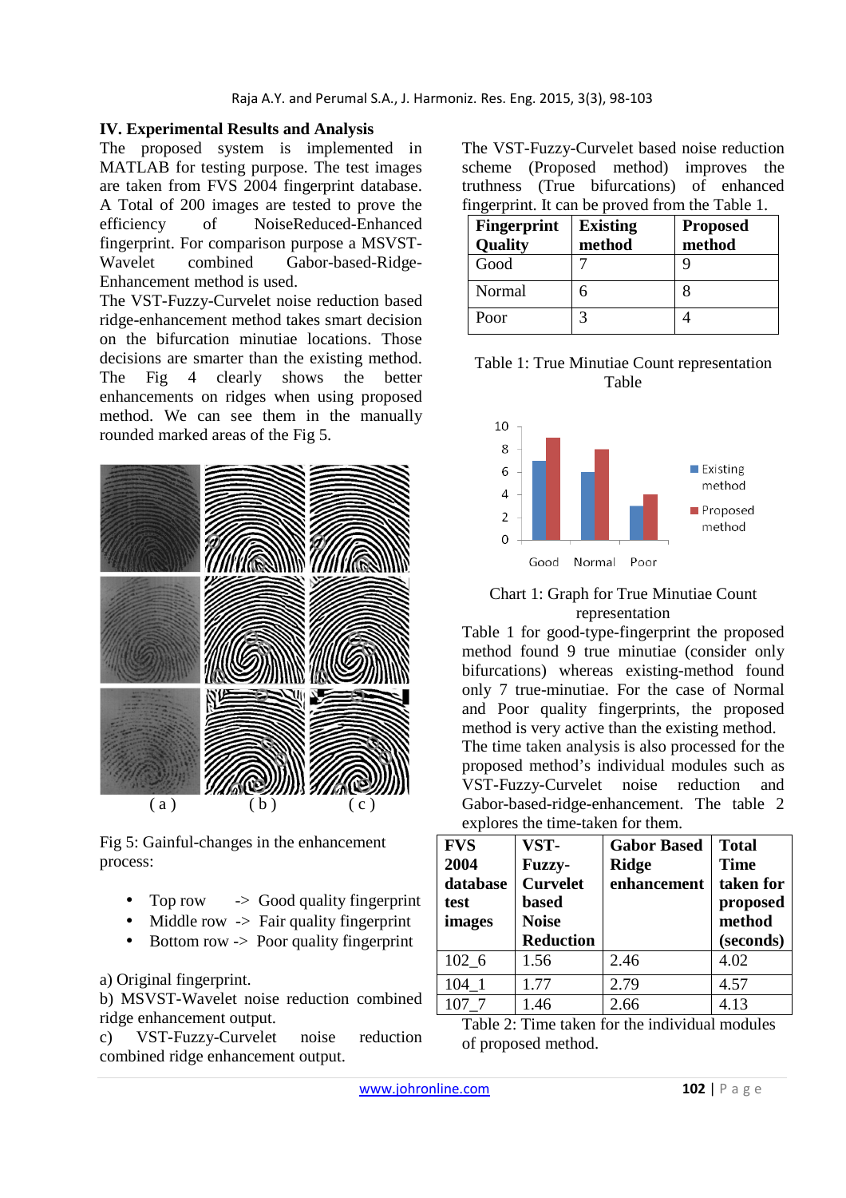## IV. Experimental Results and Analysis

The proposed system is implemented in MATLAB for testing purpose. The test images are taken from FVS 2004 fingerprint database. A Total of 200 images are tested to prove the efficiency of NoiseReduced-Enhanced fingerprint. For comparison purpose a MSVST-Wavelet combined Gabor-based-Ridge-Enhancement method is used.

The VST-Fuzzy-Curvelet noise reduction based ridge-enhancement method takes smart decision on the bifurcation minutiae locations. Those decisions are smarter than the existing method. The Fig 4 clearly shows the better enhancements on ridges when using proposed method. We can see them in the manually rounded marked areas of the Fig 5.

Fig 5: Gainful-changes in the enhancement process:

- Top row -> Good quality fingerprint
- Middle row -> Fair quality fingerprint
- Bottom row -> Poor quality fingerprint

a) Original fingerprint.
b) MSVST-Wavelet noise reduction combined ridge enhancement output.
c) VST-Fuzzy-Curvelet noise reduction combined ridge enhancement output.

The VST-Fuzzy-Curvelet based noise reduction scheme (Proposed method) improves the truthness (True bifurcations) of enhanced fingerprint. It can be proved from the Table 1.

| Fingerprint Quality | Existing method | Proposed method |
|---|---|---|
| Good | 7 | 9 |
| Normal | 6 | 8 |
| Poor | 3 | 4 |

Table 1: True Minutiae Count representation Table

Chart 1: Graph for True Minutiae Count representation

Table 1 for good-type-fingerprint the proposed method found 9 true minutiae (consider only bifurcations) whereas existing-method found only 7 true-minutiae. For the case of Normal and Poor quality fingerprints, the proposed method is very active than the existing method.

The time taken analysis is also processed for the proposed method's individual modules such as VST-Fuzzy-Curvelet noise reduction and Gabor-based-ridge-enhancement. The table 2 explores the time-taken for them.

| FVS 2004 database test images | VST-Fuzzy-Curvelet based Noise Reduction | Gabor Based Ridge enhancement | Total Time taken for proposed method (seconds) |
|---|---|---|---|
| 102_6 | 1.56 | 2.46 | 4.02 |
| 104_1 | 1.77 | 2.79 | 4.57 |
| 107_7 | 1.46 | 2.66 | 4.13 |

Table 2: Time taken for the individual modules of proposed method.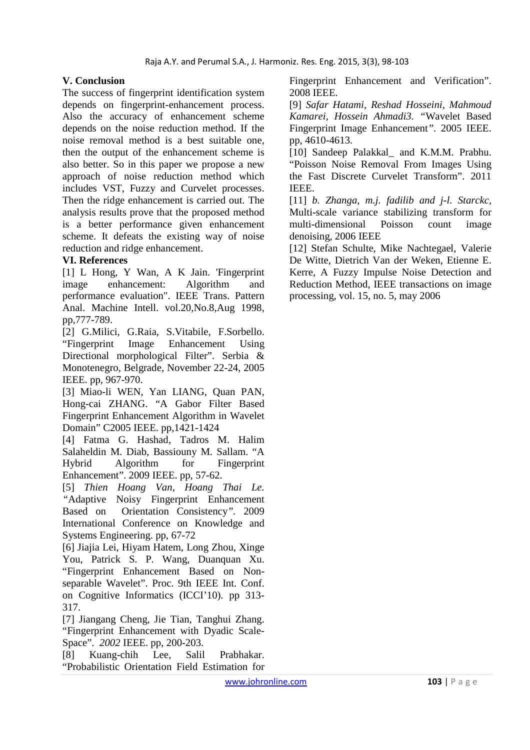## V. Conclusion

The success of fingerprint identification system depends on fingerprint-enhancement process. Also the accuracy of enhancement scheme depends on the noise reduction method. If the noise removal method is a best suitable one, then the output of the enhancement scheme is also better. So in this paper we propose a new approach of noise reduction method which includes VST, Fuzzy and Curvelet processes. Then the ridge enhancement is carried out. The analysis results prove that the proposed method is a better performance given enhancement scheme. It defeats the existing way of noise reduction and ridge enhancement.

## VI. References

[1] L Hong, Y Wan, A K Jain. 'Fingerprint image enhancement: Algorithm and performance evaluation". IEEE Trans. Pattern Anal. Machine Intell. vol.20,No.8,Aug 1998, pp,777-789.

[2] G.Milici, G.Raia, S.Vitabile, F.Sorbello. "Fingerprint Image Enhancement Using Directional morphological Filter". Serbia & Monotenegro, Belgrade, November 22-24, 2005 IEEE. pp, 967-970.

[3] Miao-li WEN, Yan LIANG, Quan PAN, Hong-cai ZHANG. "A Gabor Filter Based Fingerprint Enhancement Algorithm in Wavelet Domain" C2005 IEEE. pp,1421-1424

[4] Fatma G. Hashad, Tadros M. Halim Salaheldin M. Diab, Bassiouny M. Sallam. "A Hybrid Algorithm for Fingerprint Enhancement". 2009 IEEE. pp, 57-62.

[5] *Thien Hoang Van, Hoang Thai Le.* "Adaptive Noisy Fingerprint Enhancement Based on Orientation Consistency". 2009 International Conference on Knowledge and Systems Engineering. pp, 67-72

[6] Jiajia Lei, Hiyam Hatem, Long Zhou, Xinge You, Patrick S. P. Wang, Duanquan Xu. "Fingerprint Enhancement Based on Non-separable Wavelet". Proc. 9th IEEE Int. Conf. on Cognitive Informatics (ICCI'10). pp 313-317.

[7] Jiangang Cheng, Jie Tian, Tanghui Zhang. "Fingerprint Enhancement with Dyadic Scale-Space". *2002* IEEE. pp, 200-203.

[8] Kuang-chih Lee, Salil Prabhakar. "Probabilistic Orientation Field Estimation for Fingerprint Enhancement and Verification". 2008 IEEE.

[9] *Safar Hatami, Reshad Hosseini, Mahmoud Kamarei, Hossein Ahmadi3.* "Wavelet Based Fingerprint Image Enhancement". 2005 IEEE. pp, 4610-4613.

[10] Sandeep Palakkal_ and K.M.M. Prabhu. "Poisson Noise Removal From Images Using the Fast Discrete Curvelet Transform". 2011 IEEE.

[11] *b. Zhanga, m.j. fadilib and j-l. Starckc*, Multi-scale variance stabilizing transform for multi-dimensional Poisson count image denoising, 2006 IEEE

[12] Stefan Schulte, Mike Nachtegael, Valerie De Witte, Dietrich Van der Weken, Etienne E. Kerre, A Fuzzy Impulse Noise Detection and Reduction Method, IEEE transactions on image processing, vol. 15, no. 5, may 2006